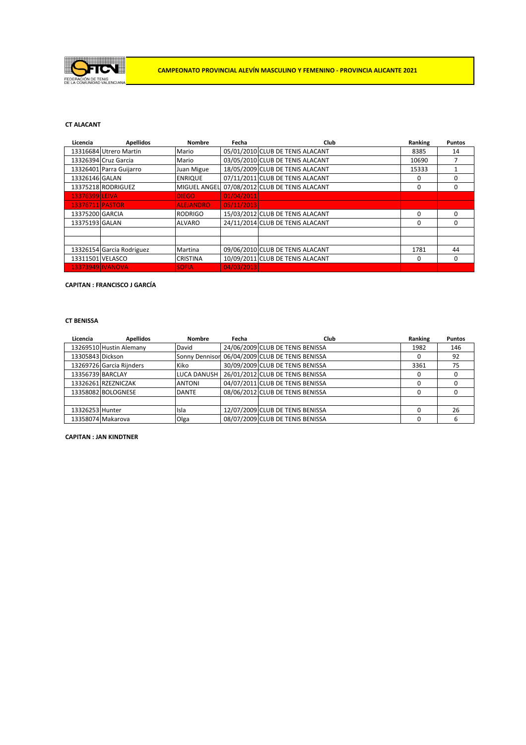FEDERACIÓN DE TENIS DE LA COMUNIDAD VALENCIANA

# CAMPEONATO PROVINCIAL ALEVÍN MASCULINO Y FEMENINO - PROVINCIA ALICANTE 2021

### CT ALACANT

| Licencia | Apellidos | Nombre | Fecha | Club | Ranking | Puntos |
|---|---|---|---|---|---|---|
| 13316684 | Utrero Martin | Mario | 05/01/2010 | CLUB DE TENIS ALACANT | 8385 | 14 |
| 13326394 | Cruz Garcia | Mario | 03/05/2010 | CLUB DE TENIS ALACANT | 10690 | 7 |
| 13326401 | Parra Guijarro | Juan Migue | 18/05/2009 | CLUB DE TENIS ALACANT | 15333 | 1 |
| 13326146 | GALAN | ENRIQUE | 07/11/2011 | CLUB DE TENIS ALACANT | 0 | 0 |
| 13375218 | RODRIGUEZ | MIGUEL ANGEL | 07/08/2012 | CLUB DE TENIS ALACANT | 0 | 0 |
| 13376399 | LEIVA | DIEGO | 01/04/2011 | | | |
| 13376711 | PASTOR | ALEJANDRO | 05/11/2013 | | | |
| 13375200 | GARCIA | RODRIGO | 15/03/2012 | CLUB DE TENIS ALACANT | 0 | 0 |
| 13375193 | GALAN | ALVARO | 24/11/2014 | CLUB DE TENIS ALACANT | 0 | 0 |
| | | | | | | |
| | | | | | | |
| 13326154 | Garcia Rodriguez | Martina | 09/06/2010 | CLUB DE TENIS ALACANT | 1781 | 44 |
| 13311501 | VELASCO | CRISTINA | 10/09/2011 | CLUB DE TENIS ALACANT | 0 | 0 |
| 13373949 | IVANOVA | SOFIA | 04/03/2013 | | | |

**CAPITAN : FRANCISCO J GARCÍA**

### CT BENISSA

| Licencia | Apellidos | Nombre | Fecha | Club | Ranking | Puntos |
|---|---|---|---|---|---|---|
| 13269510 | Hustin Alemany | David | 24/06/2009 | CLUB DE TENIS BENISSA | 1982 | 146 |
| 13305843 | Dickson | Sonny Dennison | 06/04/2009 | CLUB DE TENIS BENISSA | 0 | 92 |
| 13269726 | Garcia Rijnders | Kiko | 30/09/2009 | CLUB DE TENIS BENISSA | 3361 | 75 |
| 13356739 | BARCLAY | LUCA DANUSH | 26/01/2012 | CLUB DE TENIS BENISSA | 0 | 0 |
| 13326261 | RZEZNICZAK | ANTONI | 04/07/2011 | CLUB DE TENIS BENISSA | 0 | 0 |
| 13358082 | BOLOGNESE | DANTE | 08/06/2012 | CLUB DE TENIS BENISSA | 0 | 0 |
| | | | | | | |
| 13326253 | Hunter | Isla | 12/07/2009 | CLUB DE TENIS BENISSA | 0 | 26 |
| 13358074 | Makarova | Olga | 08/07/2009 | CLUB DE TENIS BENISSA | 0 | 6 |

**CAPITAN : JAN KINDTNER**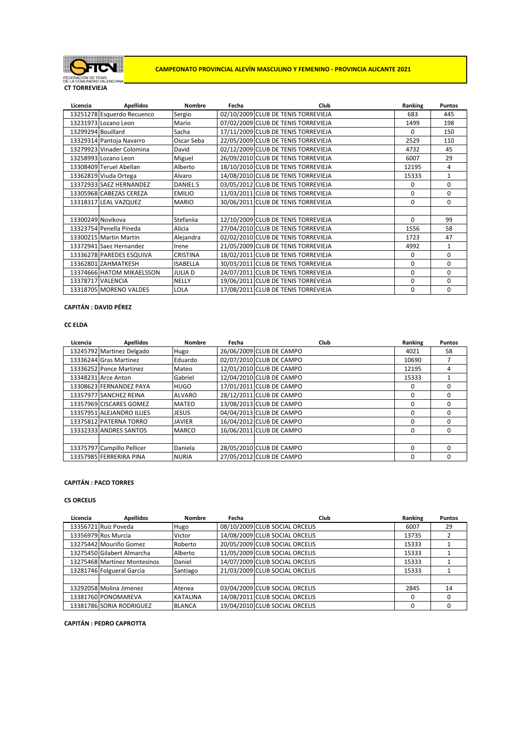FEDERACIÓN DE TENIS DE LA COMUNIDAD VALENCIANA

## CAMPEONATO PROVINCIAL ALEVÍN MASCULINO Y FEMENINO - PROVINCIA ALICANTE 2021

### CT TORREVIEJA

| Licencia | Apellidos | Nombre | Fecha | Club | Ranking | Puntos |
|---|---|---|---|---|---|---|
| 13251278 | Esquerdo Recuenco | Sergio | 02/10/2009 | CLUB DE TENIS TORREVIEJA | 683 | 445 |
| 13231973 | Lozano Leon | Mario | 07/02/2009 | CLUB DE TENIS TORREVIEJA | 1499 | 198 |
| 13299294 | Bouillard | Sacha | 17/11/2009 | CLUB DE TENIS TORREVIEJA | 0 | 150 |
| 13329314 | Pantoja Navarro | Oscar Seba | 22/05/2009 | CLUB DE TENIS TORREVIEJA | 2529 | 110 |
| 13279923 | Vinader Colomina | David | 02/12/2009 | CLUB DE TENIS TORREVIEJA | 4732 | 45 |
| 13258993 | Lozano Leon | Miguel | 26/09/2010 | CLUB DE TENIS TORREVIEJA | 6007 | 29 |
| 13308409 | Teruel Abellan | Alberto | 18/10/2010 | CLUB DE TENIS TORREVIEJA | 12195 | 4 |
| 13362819 | Viuda Ortega | Alvaro | 14/08/2010 | CLUB DE TENIS TORREVIEJA | 15333 | 1 |
| 13372933 | SAEZ HERNANDEZ | DANIEL S | 03/05/2012 | CLUB DE TENIS TORREVIEJA | 0 | 0 |
| 13305968 | CABEZAS CEREZA | EMILIO | 11/03/2011 | CLUB DE TENIS TORREVIEJA | 0 | 0 |
| 13318317 | LEAL VAZQUEZ | MARIO | 30/06/2011 | CLUB DE TENIS TORREVIEJA | 0 | 0 |
| | | | | | | |
| 13300249 | Novikova | Stefaniia | 12/10/2009 | CLUB DE TENIS TORREVIEJA | 0 | 99 |
| 13323754 | Penella Pineda | Alicia | 27/04/2010 | CLUB DE TENIS TORREVIEJA | 1556 | 58 |
| 13300215 | Martin Martin | Alejandra | 02/02/2010 | CLUB DE TENIS TORREVIEJA | 1723 | 47 |
| 13372941 | Saez Hernandez | Irene | 21/05/2009 | CLUB DE TENIS TORREVIEJA | 4992 | 1 |
| 13336278 | PAREDES ESQUIVA | CRISTINA | 18/02/2011 | CLUB DE TENIS TORREVIEJA | 0 | 0 |
| 13362801 | ZAHMATKESH | ISABELLA | 30/03/2011 | CLUB DE TENIS TORREVIEJA | 0 | 0 |
| 13374666 | HATOM MIKAELSSON | JULIA D | 24/07/2011 | CLUB DE TENIS TORREVIEJA | 0 | 0 |
| 13378717 | VALENCIA | NELLY | 19/06/2011 | CLUB DE TENIS TORREVIEJA | 0 | 0 |
| 13318705 | MORENO VALDES | LOLA | 17/08/2011 | CLUB DE TENIS TORREVIEJA | 0 | 0 |

**CAPITÁN : DAVID PÉREZ**

### CC ELDA

| Licencia | Apellidos | Nombre | Fecha | Club | Ranking | Puntos |
|---|---|---|---|---|---|---|
| 13245792 | Martinez Delgado | Hugo | 26/06/2009 | CLUB DE CAMPO | 4021 | 58 |
| 13336244 | Gras Martinez | Eduardo | 02/07/2010 | CLUB DE CAMPO | 10690 | 7 |
| 13336252 | Ponce Martinez | Mateo | 12/01/2010 | CLUB DE CAMPO | 12195 | 4 |
| 13348231 | Arce Anton | Gabriel | 12/04/2010 | CLUB DE CAMPO | 15333 | 1 |
| 13308623 | FERNANDEZ PAYA | HUGO | 17/01/2011 | CLUB DE CAMPO | 0 | 0 |
| 13357977 | SANCHEZ REINA | ALVARO | 28/12/2011 | CLUB DE CAMPO | 0 | 0 |
| 13357969 | CISCARES GOMEZ | MATEO | 13/08/2013 | CLUB DE CAMPO | 0 | 0 |
| 13357951 | ALEJANDRO ILLIES | JESUS | 04/04/2013 | CLUB DE CAMPO | 0 | 0 |
| 13375812 | PATERNA TORRO | JAVIER | 16/04/2012 | CLUB DE CAMPO | 0 | 0 |
| 13332333 | ANDRES SANTOS | MARCO | 16/06/2011 | CLUB DE CAMPO | 0 | 0 |
| | | | | | | |
| 13375797 | Campillo Pellicer | Daniela | 28/05/2010 | CLUB DE CAMPO | 0 | 0 |
| 13357985 | FERRERIRA PINA | NURIA | 27/05/2012 | CLUB DE CAMPO | 0 | 0 |

**CAPITÁN : PACO TORRES**

### CS ORCELIS

| Licencia | Apellidos | Nombre | Fecha | Club | Ranking | Puntos |
|---|---|---|---|---|---|---|
| 13356721 | Ruiz Poveda | Hugo | 08/10/2009 | CLUB SOCIAL ORCELIS | 6007 | 29 |
| 13356979 | Ros Murcia | Victor | 14/08/2009 | CLUB SOCIAL ORCELIS | 13735 | 2 |
| 13275442 | Mouriño Gomez | Roberto | 20/05/2009 | CLUB SOCIAL ORCELIS | 15333 | 1 |
| 13275450 | Gilabert Almarcha | Alberto | 11/05/2009 | CLUB SOCIAL ORCELIS | 15333 | 1 |
| 13275468 | Martinez Montesinos | Daniel | 14/07/2009 | CLUB SOCIAL ORCELIS | 15333 | 1 |
| 13281746 | Folgueral Garcia | Santiago | 21/03/2009 | CLUB SOCIAL ORCELIS | 15333 | 1 |
| | | | | | | |
| 13292058 | Molina Jimenez | Atenea | 03/04/2009 | CLUB SOCIAL ORCELIS | 2845 | 14 |
| 13381760 | PONOMAREVA | KATALINA | 14/08/2011 | CLUB SOCIAL ORCELIS | 0 | 0 |
| 13381786 | SORIA RODRIGUEZ | BLANCA | 19/04/2010 | CLUB SOCIAL ORCELIS | 0 | 0 |

**CAPITÁN : PEDRO CAPROTTA**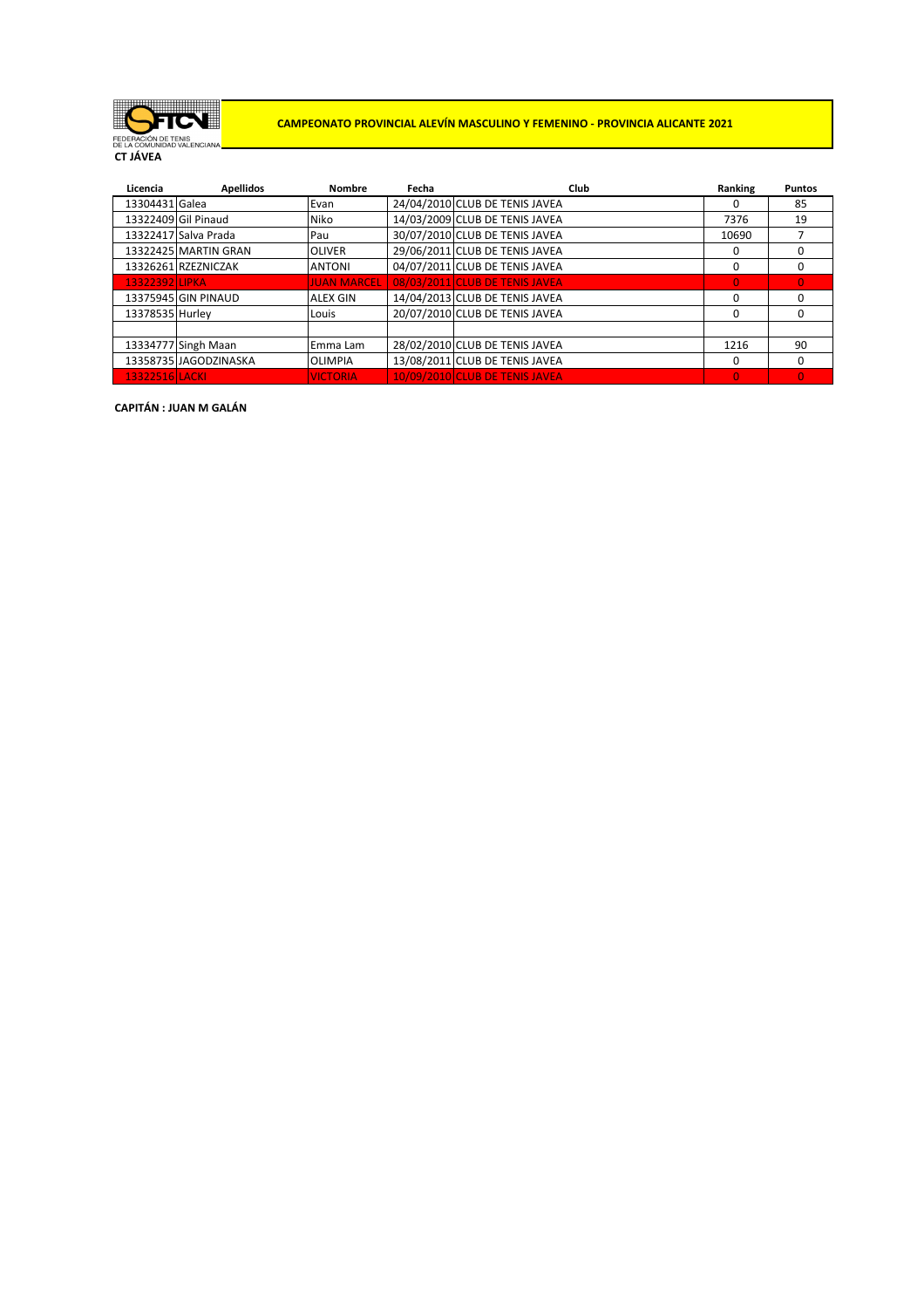FEDERACIÓN DE TENIS DE LA COMUNIDAD VALENCIANA

**CAMPEONATO PROVINCIAL ALEVÍN MASCULINO Y FEMENINO - PROVINCIA ALICANTE 2021**

**CT JÁVEA**

| Licencia | Apellidos | Nombre | Fecha | Club | Ranking | Puntos |
|---|---|---|---|---|---|---|
| 13304431 | Galea | Evan | 24/04/2010 | CLUB DE TENIS JAVEA | 0 | 85 |
| 13322409 | Gil Pinaud | Niko | 14/03/2009 | CLUB DE TENIS JAVEA | 7376 | 19 |
| 13322417 | Salva Prada | Pau | 30/07/2010 | CLUB DE TENIS JAVEA | 10690 | 7 |
| 13322425 | MARTIN GRAN | OLIVER | 29/06/2011 | CLUB DE TENIS JAVEA | 0 | 0 |
| 13326261 | RZEZNICZAK | ANTONI | 04/07/2011 | CLUB DE TENIS JAVEA | 0 | 0 |
| 13322392 | LIPKA | JUAN MARCEL | 08/03/2011 | CLUB DE TENIS JAVEA | 0 | 0 |
| 13375945 | GIN PINAUD | ALEX GIN | 14/04/2013 | CLUB DE TENIS JAVEA | 0 | 0 |
| 13378535 | Hurley | Louis | 20/07/2010 | CLUB DE TENIS JAVEA | 0 | 0 |
| | | | | | | |
| 13334777 | Singh Maan | Emma Lam | 28/02/2010 | CLUB DE TENIS JAVEA | 1216 | 90 |
| 13358735 | JAGODZINASKA | OLIMPIA | 13/08/2011 | CLUB DE TENIS JAVEA | 0 | 0 |
| 13322516 | LACKI | VICTORIA | 10/09/2010 | CLUB DE TENIS JAVEA | 0 | 0 |

**CAPITÁN : JUAN M GALÁN**